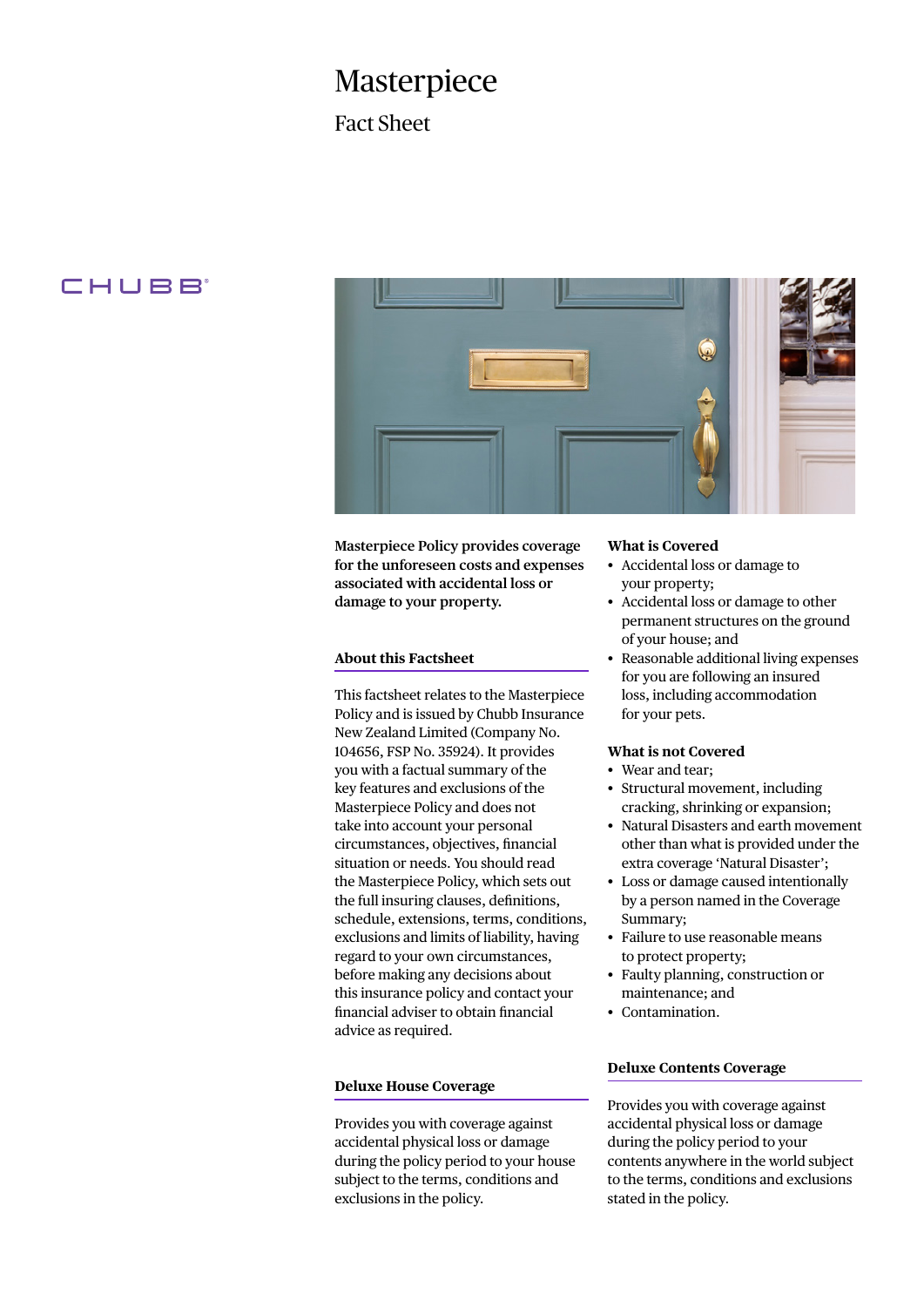# Masterpiece

## Fact Sheet

CHUBB

**Masterpiece Policy provides coverage for the unforeseen costs and expenses associated with accidental loss or damage to your property.**

### About this Factsheet

This factsheet relates to the Masterpiece Policy and is issued by Chubb Insurance New Zealand Limited (Company No. 104656, FSP No. 35924). It provides you with a factual summary of the key features and exclusions of the Masterpiece Policy and does not take into account your personal circumstances, objectives, financial situation or needs. You should read the Masterpiece Policy, which sets out the full insuring clauses, definitions, schedule, extensions, terms, conditions, exclusions and limits of liability, having regard to your own circumstances, before making any decisions about this insurance policy and contact your financial adviser to obtain financial advice as required.

### Deluxe House Coverage

Provides you with coverage against accidental physical loss or damage during the policy period to your house subject to the terms, conditions and exclusions in the policy.

### What is Covered

- Accidental loss or damage to your property;
- Accidental loss or damage to other permanent structures on the ground of your house; and
- Reasonable additional living expenses for you are following an insured loss, including accommodation for your pets.

### What is not Covered

- Wear and tear;
- Structural movement, including cracking, shrinking or expansion;
- Natural Disasters and earth movement other than what is provided under the extra coverage 'Natural Disaster';
- Loss or damage caused intentionally by a person named in the Coverage Summary;
- Failure to use reasonable means to protect property;
- Faulty planning, construction or maintenance; and
- Contamination.

### Deluxe Contents Coverage

Provides you with coverage against accidental physical loss or damage during the policy period to your contents anywhere in the world subject to the terms, conditions and exclusions stated in the policy.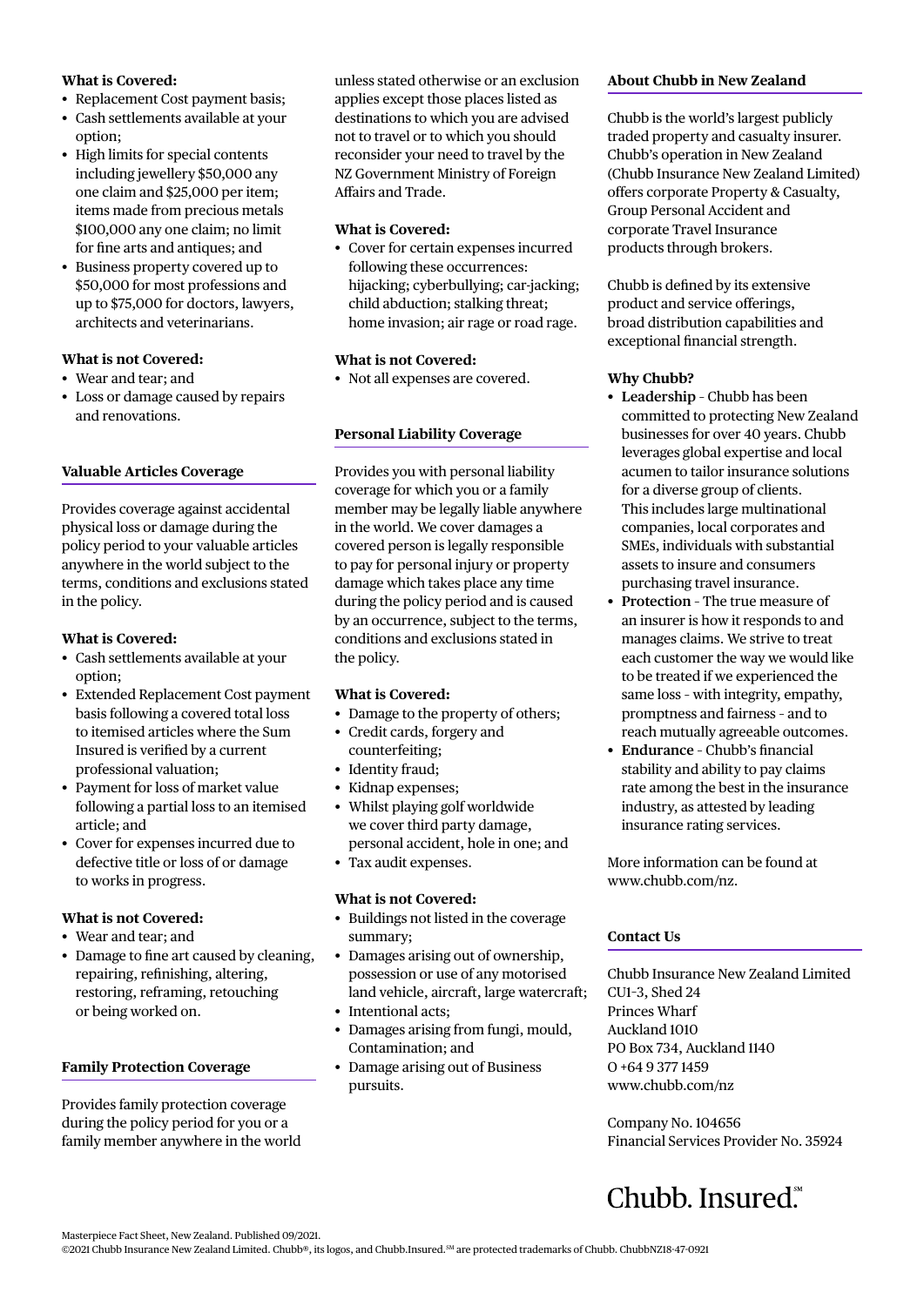**What is Covered:**

- Replacement Cost payment basis;
- Cash settlements available at your option;
- High limits for special contents including jewellery \$50,000 any one claim and \$25,000 per item; items made from precious metals \$100,000 any one claim; no limit for fine arts and antiques; and
- Business property covered up to \$50,000 for most professions and up to \$75,000 for doctors, lawyers, architects and veterinarians.

**What is not Covered:**

- Wear and tear; and
- Loss or damage caused by repairs and renovations.

### Valuable Articles Coverage

Provides coverage against accidental physical loss or damage during the policy period to your valuable articles anywhere in the world subject to the terms, conditions and exclusions stated in the policy.

**What is Covered:**

- Cash settlements available at your option;
- Extended Replacement Cost payment basis following a covered total loss to itemised articles where the Sum Insured is verified by a current professional valuation;
- Payment for loss of market value following a partial loss to an itemised article; and
- Cover for expenses incurred due to defective title or loss of or damage to works in progress.

**What is not Covered:**

- Wear and tear; and
- Damage to fine art caused by cleaning, repairing, refinishing, altering, restoring, reframing, retouching or being worked on.

### Family Protection Coverage

Provides family protection coverage during the policy period for you or a family member anywhere in the world unless stated otherwise or an exclusion applies except those places listed as destinations to which you are advised not to travel or to which you should reconsider your need to travel by the NZ Government Ministry of Foreign Affairs and Trade.

**What is Covered:**

- Cover for certain expenses incurred following these occurrences: hijacking; cyberbullying; car-jacking; child abduction; stalking threat; home invasion; air rage or road rage.

**What is not Covered:**

- Not all expenses are covered.

### Personal Liability Coverage

Provides you with personal liability coverage for which you or a family member may be legally liable anywhere in the world. We cover damages a covered person is legally responsible to pay for personal injury or property damage which takes place any time during the policy period and is caused by an occurrence, subject to the terms, conditions and exclusions stated in the policy.

**What is Covered:**

- Damage to the property of others;
- Credit cards, forgery and counterfeiting;
- Identity fraud;
- Kidnap expenses;
- Whilst playing golf worldwide we cover third party damage, personal accident, hole in one; and
- Tax audit expenses.

**What is not Covered:**

- Buildings not listed in the coverage summary;
- Damages arising out of ownership, possession or use of any motorised land vehicle, aircraft, large watercraft;
- Intentional acts;
- Damages arising from fungi, mould, Contamination; and
- Damage arising out of Business pursuits.

### About Chubb in New Zealand

Chubb is the world's largest publicly traded property and casualty insurer. Chubb's operation in New Zealand (Chubb Insurance New Zealand Limited) offers corporate Property & Casualty, Group Personal Accident and corporate Travel Insurance products through brokers.

Chubb is defined by its extensive product and service offerings, broad distribution capabilities and exceptional financial strength.

**Why Chubb?**

- **Leadership** – Chubb has been committed to protecting New Zealand businesses for over 40 years. Chubb leverages global expertise and local acumen to tailor insurance solutions for a diverse group of clients. This includes large multinational companies, local corporates and SMEs, individuals with substantial assets to insure and consumers purchasing travel insurance.
- **Protection** – The true measure of an insurer is how it responds to and manages claims. We strive to treat each customer the way we would like to be treated if we experienced the same loss – with integrity, empathy, promptness and fairness – and to reach mutually agreeable outcomes.
- **Endurance** – Chubb's financial stability and ability to pay claims rate among the best in the insurance industry, as attested by leading insurance rating services.

More information can be found at www.chubb.com/nz.

### Contact Us

Chubb Insurance New Zealand Limited
CU1-3, Shed 24
Princes Wharf
Auckland 1010
PO Box 734, Auckland 1140
O +64 9 377 1459
www.chubb.com/nz

Company No. 104656
Financial Services Provider No. 35924

Chubb. Insured.℠

Masterpiece Fact Sheet, New Zealand. Published 09/2021.
©2021 Chubb Insurance New Zealand Limited. Chubb®, its logos, and Chubb.Insured.℠ are protected trademarks of Chubb. ChubbNZ18-47-0921